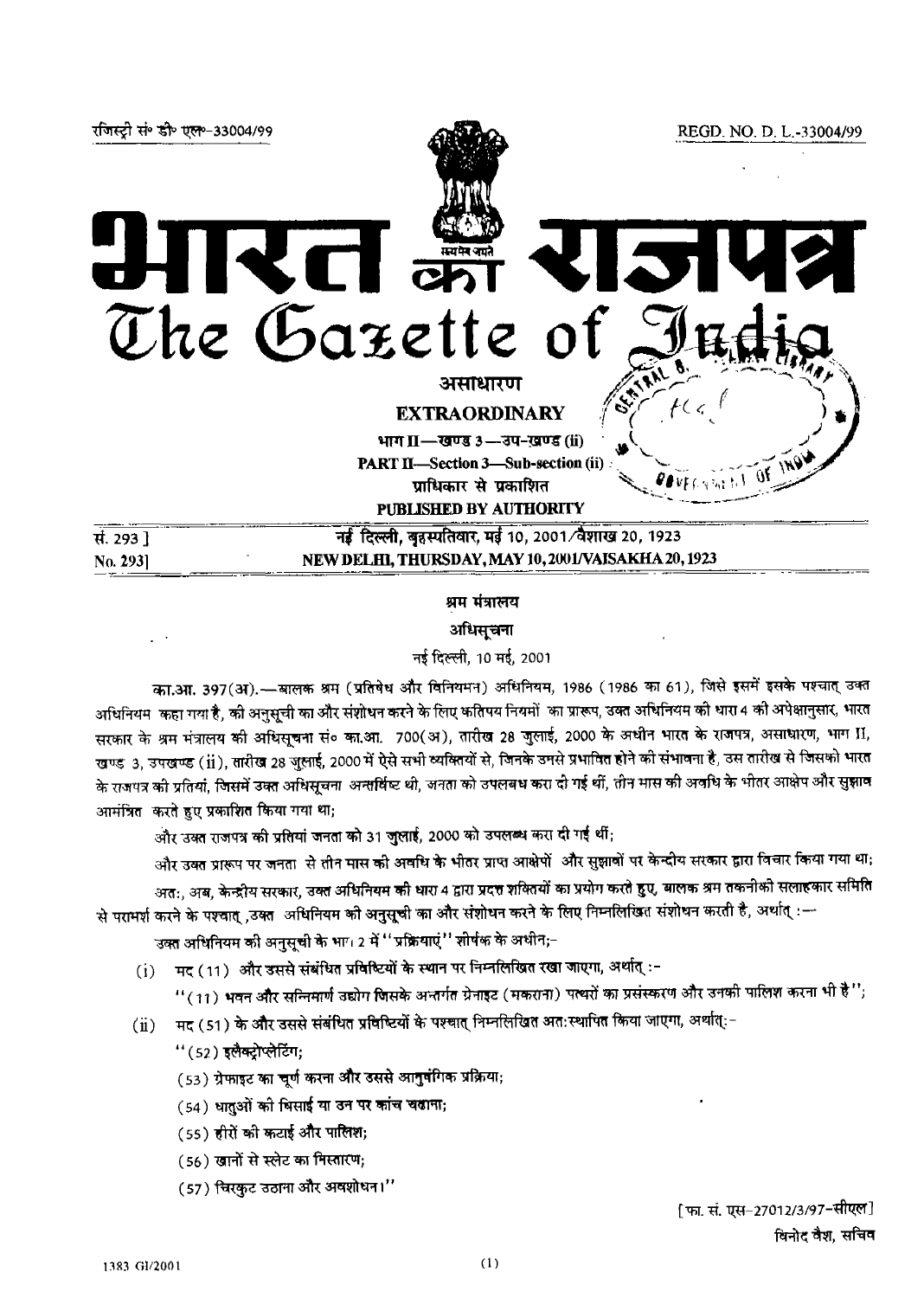रजिस्ट्री सं॰ डी॰ एल॰-33004/99 REGD. NO. D. L.-33004/99

# भारत का राजपत्र
# The Gazette of India

**असाधारण**

**EXTRAORDINARY**

**भाग II—खण्ड 3—उप-खण्ड (ii)**

**PART II—Section 3—Sub-section (ii)**

**प्राधिकार से प्रकाशित**

**PUBLISHED BY AUTHORITY**

सं. 293] नई दिल्ली, बृहस्पतिवार, मई 10, 2001/वैशाख 20, 1923

No. 293] NEW DELHI, THURSDAY, MAY 10, 2001/VAISAKHA 20, 1923

---

## श्रम मंत्रालय

### अधिसूचना

नई दिल्ली, 10 मई, 2001

का.आ. 397(अ).—बालक श्रम (प्रतिषेध और विनियमन) अधिनियम, 1986 (1986 का 61), जिसे इसमें इसके पश्चात् उक्त अधिनियम कहा गया है, की अनुसूची का और संशोधन करने के लिए कतिपय नियमों का प्रारूप, उक्त अधिनियम की धारा 4 की अपेक्षानुसार, भारत सरकार के श्रम मंत्रालय की अधिसूचना सं० का.आ. 700(अ), तारीख 28 जुलाई, 2000 के अधीन भारत के राजपत्र, असाधारण, भाग II, खण्ड 3, उपखण्ड (ii), तारीख 28 जुलाई, 2000 में ऐसे सभी व्यक्तियों से, जिनके उससे प्रभावित होने की संभावना है, उस तारीख से जिसको भारत के राजपत्र की प्रतियां, जिसमें उक्त अधिसूचना अन्तर्विष्ट थी, जनता को उपलब्ध करा दी गई थीं, तीन मास की अवधि के भीतर आक्षेप और सुझाव आमंत्रित करते हुए प्रकाशित किया गया था;

और उक्त राजपत्र की प्रतियां जनता को 31 जुलाई, 2000 को उपलब्ध करा दी गई थीं;

और उक्त प्रारूप पर जनता से तीन मास की अवधि के भीतर प्राप्त आक्षेपों और सुझावों पर केन्द्रीय सरकार द्वारा विचार किया गया था;

अतः, अब, केन्द्रीय सरकार, उक्त अधिनियम की धारा 4 द्वारा प्रदत्त शक्तियों का प्रयोग करते हुए, बालक श्रम तकनीकी सलाहकार समिति से परामर्श करने के पश्चात् ,उक्त अधिनियम की अनुसूची का और संशोधन करने के लिए निम्नलिखित संशोधन करती है, अर्थात् :—

उक्त अधिनियम की अनुसूची के भाग 2 में "प्रक्रियाएं" शीर्षक के अधीन;–

(i) मद (11) और उससे संबंधित प्रविष्टियों के स्थान पर निम्नलिखित रखा जाएगा, अर्थात् :–

"(11) भवन और सन्निमार्ण उद्योग जिसके अन्तर्गत ग्रेनाइट (मकराना) पत्थरों का प्रसंस्करण और उनकी पालिश करना भी है";

(ii) मद (51) के और उससे संबंधित प्रविष्टियों के पश्चात् निम्नलिखित अतःस्थापित किया जाएगा, अर्थात्:–

"(52) इलैक्ट्रोप्लेटिंग;

(53) ग्रेफाइट का चूर्ण करना और उससे आनुषंगिक प्रक्रिया;

(54) धातुओं की घिसाई या उन पर कांच चढाना;

(55) हीरों की कटाई और पालिश;

(56) खानों से स्लेट का निस्तारण;

(57) चिरकुट उठाना और अवशोधन।"

[फा. सं. एस–27012/3/97–सीएल]

विनोद वैश, सचिव

1383 GI/2001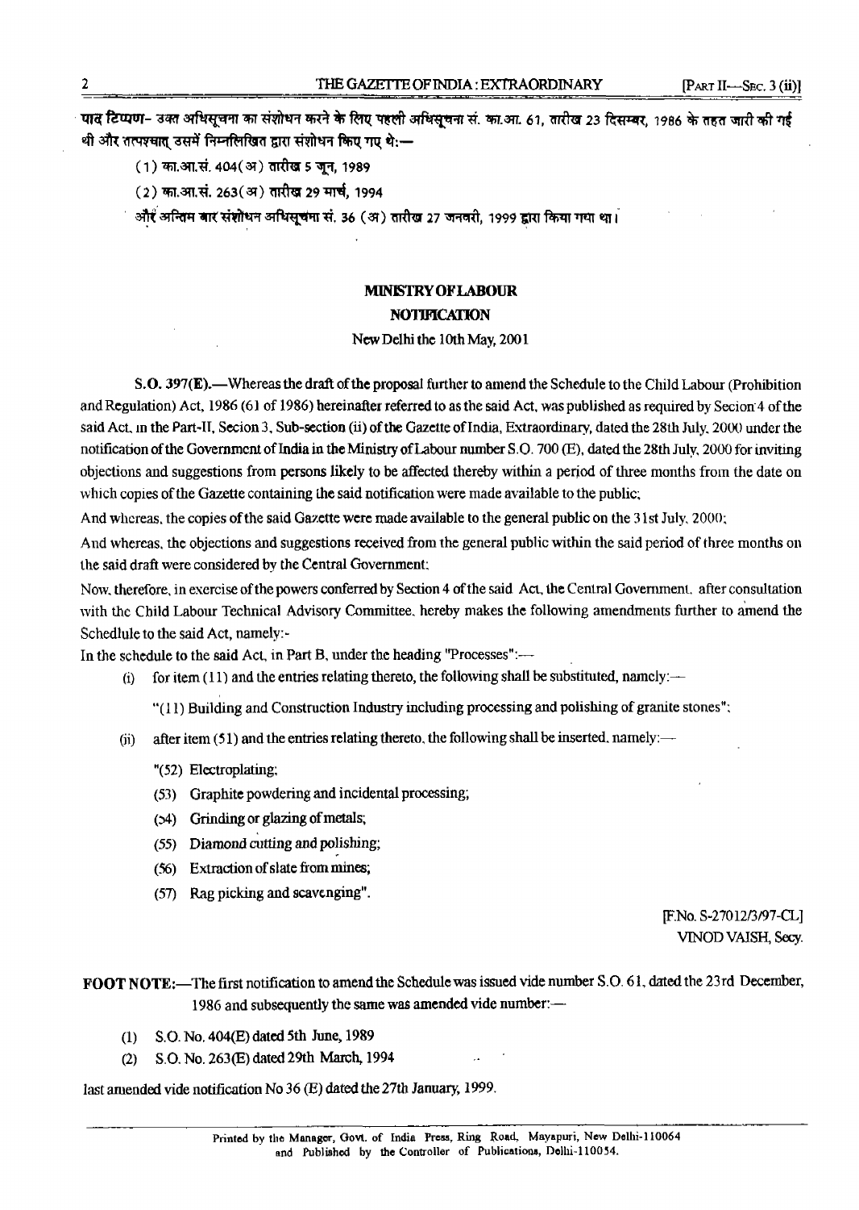पाद टिप्पण- उक्त अधिसूचना का संशोधन करने के लिए पहली अधिसूचना सं. का.आ. 61, तारीख 23 दिसम्बर, 1986 के तहत जारी की गई थी और तत्पश्चात् उसमें निम्नलिखित द्वारा संशोधन किए गए थे:—

(1) का.आ.सं. 404(अ) तारीख 5 जून, 1989

(2) का.आ.सं. 263(अ) तारीख 29 मार्च, 1994

और अन्तिम बार संशोधन अधिसूचना सं. 36 (अ) तारीख 27 जनवरी, 1999 द्वारा किया गया था।

## MINISTRY OF LABOUR

### NOTIFICATION

New Delhi the 10th May, 2001

**S.O. 397(E).**—Whereas the draft of the proposal further to amend the Schedule to the Child Labour (Prohibition and Regulation) Act, 1986 (61 of 1986) hereinafter referred to as the said Act, was published as required by Secion 4 of the said Act, in the Part-II, Secion 3, Sub-section (ii) of the Gazette of India, Extraordinary, dated the 28th July, 2000 under the notification of the Government of India in the Ministry of Labour number S.O. 700 (E), dated the 28th July, 2000 for inviting objections and suggestions from persons likely to be affected thereby within a period of three months from the date on which copies of the Gazette containing the said notification were made available to the public;

And whereas, the copies of the said Gazette were made available to the general public on the 31st July, 2000;

And whereas, the objections and suggestions received from the general public within the said period of three months on the said draft were considered by the Central Government;

Now, therefore, in exercise of the powers conferred by Section 4 of the said Act, the Central Government, after consultation with the Child Labour Technical Advisory Committee, hereby makes the following amendments further to amend the Schedlule to the said Act, namely:-

In the schedule to the said Act, in Part B, under the heading "Processes":—

(i) for item (11) and the entries relating thereto, the following shall be substituted, namely:—

"(11) Building and Construction Industry including processing and polishing of granite stones";

(ii) after item (51) and the entries relating thereto, the following shall be inserted, namely:—

"(52) Electroplating;

(53) Graphite powdering and incidental processing;

(54) Grinding or glazing of metals;

(55) Diamond cutting and polishing;

(56) Extraction of slate from mines;

(57) Rag picking and scavenging".

[F.No. S-27012/3/97-CL]
VINOD VAISH, Secy.

**FOOT NOTE:**—The first notification to amend the Schedule was issued vide number S.O. 61, dated the 23rd December, 1986 and subsequently the same was amended vide number:—

(1) S.O. No. 404(E) dated 5th June, 1989

(2) S.O. No. 263(E) dated 29th March, 1994

last amended vide notification No 36 (E) dated the 27th January, 1999.

Printed by the Manager, Govt. of India Press, Ring Road, Mayapuri, New Delhi-110064
and Published by the Controller of Publications, Delhi-110054.